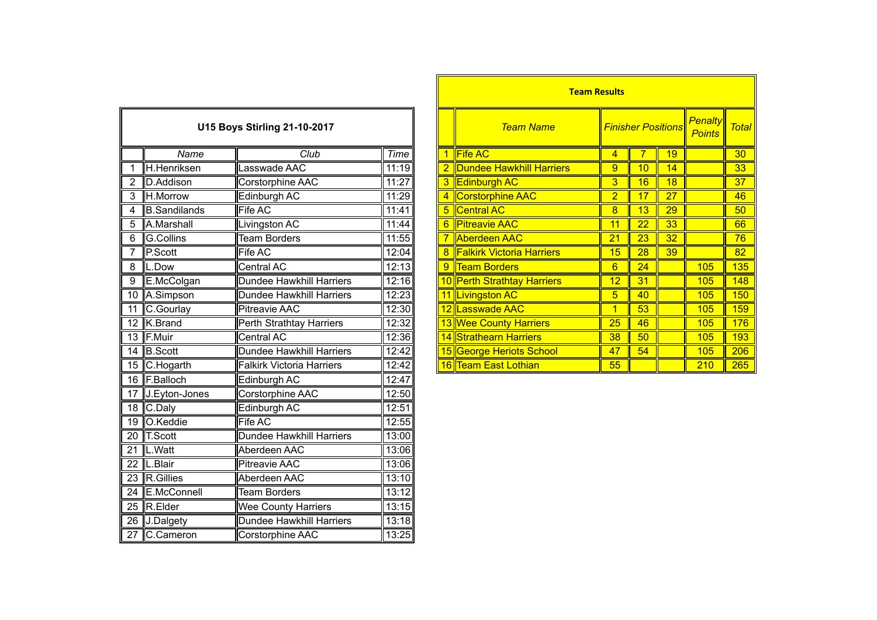## U15 Boys Stirling 21-10-2017

| | Name | Club | Time |
|---|---|---|---|
| 1 | H.Henriksen | Lasswade AAC | 11:19 |
| 2 | D.Addison | Corstorphine AAC | 11:27 |
| 3 | H.Morrow | Edinburgh AC | 11:29 |
| 4 | B.Sandilands | Fife AC | 11:41 |
| 5 | A.Marshall | Livingston AC | 11:44 |
| 6 | G.Collins | Team Borders | 11:55 |
| 7 | P.Scott | Fife AC | 12:04 |
| 8 | L.Dow | Central AC | 12:13 |
| 9 | E.McColgan | Dundee Hawkhill Harriers | 12:16 |
| 10 | A.Simpson | Dundee Hawkhill Harriers | 12:23 |
| 11 | C.Gourlay | Pitreavie AAC | 12:30 |
| 12 | K.Brand | Perth Strathtay Harriers | 12:32 |
| 13 | F.Muir | Central AC | 12:36 |
| 14 | B.Scott | Dundee Hawkhill Harriers | 12:42 |
| 15 | C.Hogarth | Falkirk Victoria Harriers | 12:42 |
| 16 | F.Balloch | Edinburgh AC | 12:47 |
| 17 | J.Eyton-Jones | Corstorphine AAC | 12:50 |
| 18 | C.Daly | Edinburgh AC | 12:51 |
| 19 | O.Keddie | Fife AC | 12:55 |
| 20 | T.Scott | Dundee Hawkhill Harriers | 13:00 |
| 21 | L.Watt | Aberdeen AAC | 13:06 |
| 22 | L.Blair | Pitreavie AAC | 13:06 |
| 23 | R.Gillies | Aberdeen AAC | 13:10 |
| 24 | E.McConnell | Team Borders | 13:12 |
| 25 | R.Elder | Wee County Harriers | 13:15 |
| 26 | J.Dalgety | Dundee Hawkhill Harriers | 13:18 |
| 27 | C.Cameron | Corstorphine AAC | 13:25 |

## Team Results

| | Team Name | Finisher Positions | | | Penalty Points | Total |
|---|---|---|---|---|---|---|
| 1 | Fife AC | 4 | 7 | 19 | | 30 |
| 2 | Dundee Hawkhill Harriers | 9 | 10 | 14 | | 33 |
| 3 | Edinburgh AC | 3 | 16 | 18 | | 37 |
| 4 | Corstorphine AAC | 2 | 17 | 27 | | 46 |
| 5 | Central AC | 8 | 13 | 29 | | 50 |
| 6 | Pitreavie AAC | 11 | 22 | 33 | | 66 |
| 7 | Aberdeen AAC | 21 | 23 | 32 | | 76 |
| 8 | Falkirk Victoria Harriers | 15 | 28 | 39 | | 82 |
| 9 | Team Borders | 6 | 24 | | 105 | 135 |
| 10 | Perth Strathtay Harriers | 12 | 31 | | 105 | 148 |
| 11 | Livingston AC | 5 | 40 | | 105 | 150 |
| 12 | Lasswade AAC | 1 | 53 | | 105 | 159 |
| 13 | Wee County Harriers | 25 | 46 | | 105 | 176 |
| 14 | Strathearn Harriers | 38 | 50 | | 105 | 193 |
| 15 | George Heriots School | 47 | 54 | | 105 | 206 |
| 16 | Team East Lothian | 55 | | | 210 | 265 |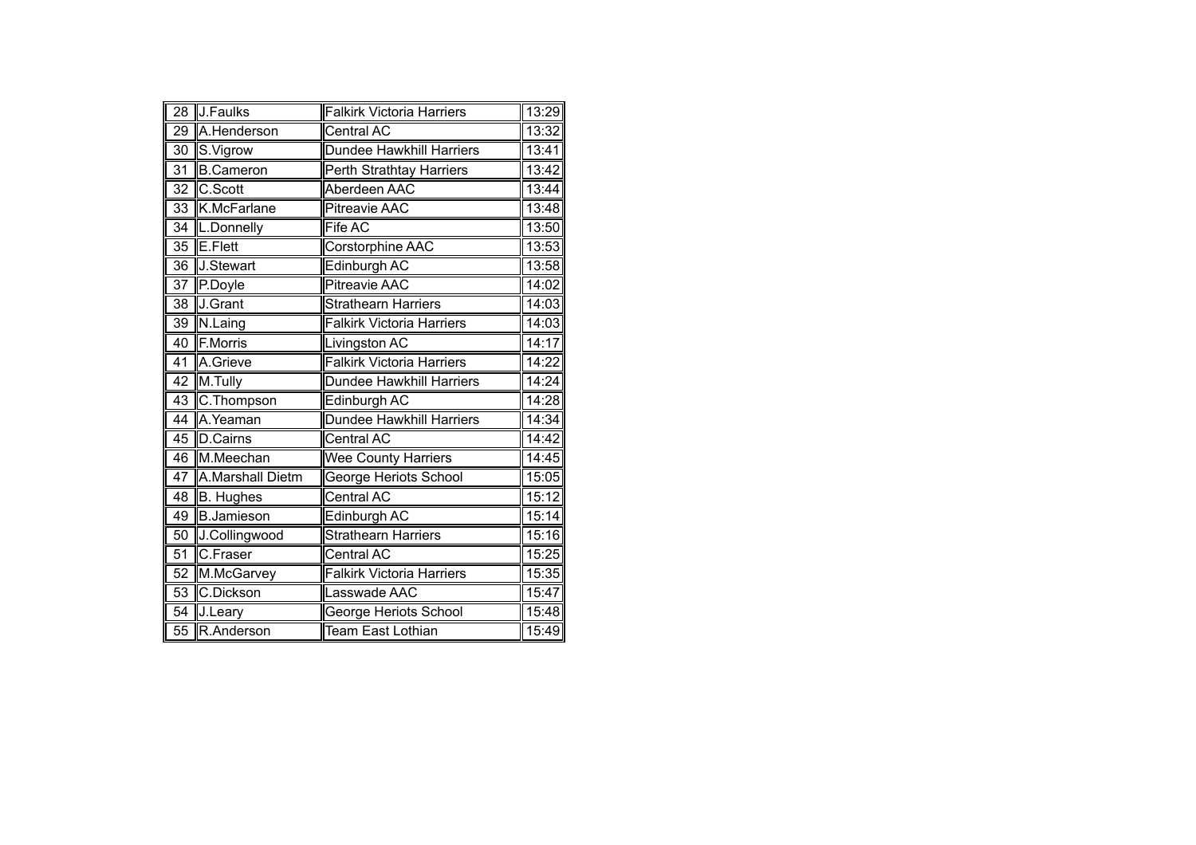| | | | |
|---|---|---|---|
| 28 | J.Faulks | Falkirk Victoria Harriers | 13:29 |
| 29 | A.Henderson | Central AC | 13:32 |
| 30 | S.Vigrow | Dundee Hawkhill Harriers | 13:41 |
| 31 | B.Cameron | Perth Strathtay Harriers | 13:42 |
| 32 | C.Scott | Aberdeen AAC | 13:44 |
| 33 | K.McFarlane | Pitreavie AAC | 13:48 |
| 34 | L.Donnelly | Fife AC | 13:50 |
| 35 | E.Flett | Corstorphine AAC | 13:53 |
| 36 | J.Stewart | Edinburgh AC | 13:58 |
| 37 | P.Doyle | Pitreavie AAC | 14:02 |
| 38 | J.Grant | Strathearn Harriers | 14:03 |
| 39 | N.Laing | Falkirk Victoria Harriers | 14:03 |
| 40 | F.Morris | Livingston AC | 14:17 |
| 41 | A.Grieve | Falkirk Victoria Harriers | 14:22 |
| 42 | M.Tully | Dundee Hawkhill Harriers | 14:24 |
| 43 | C.Thompson | Edinburgh AC | 14:28 |
| 44 | A.Yeaman | Dundee Hawkhill Harriers | 14:34 |
| 45 | D.Cairns | Central AC | 14:42 |
| 46 | M.Meechan | Wee County Harriers | 14:45 |
| 47 | A.Marshall Dietm | George Heriots School | 15:05 |
| 48 | B. Hughes | Central AC | 15:12 |
| 49 | B.Jamieson | Edinburgh AC | 15:14 |
| 50 | J.Collingwood | Strathearn Harriers | 15:16 |
| 51 | C.Fraser | Central AC | 15:25 |
| 52 | M.McGarvey | Falkirk Victoria Harriers | 15:35 |
| 53 | C.Dickson | Lasswade AAC | 15:47 |
| 54 | J.Leary | George Heriots School | 15:48 |
| 55 | R.Anderson | Team East Lothian | 15:49 |